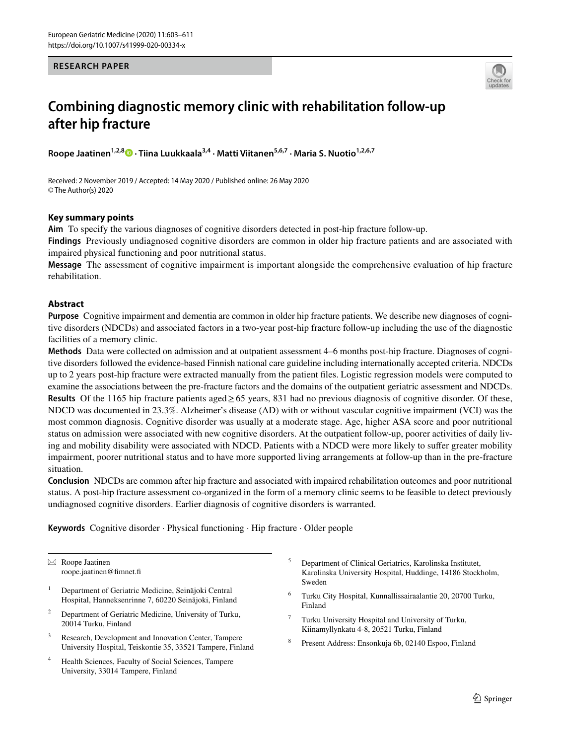RESEARCH PAPER

# Combining diagnostic memory clinic with rehabilitation follow-up after hip fracture

**Roope Jaatinen[1,2,8] · Tiina Luukkaala[3,4] · Matti Viitanen[5,6,7] · Maria S. Nuotio[1,2,6,7]**

Received: 2 November 2019 / Accepted: 14 May 2020 / Published online: 26 May 2020
© The Author(s) 2020

## Key summary points

**Aim** To specify the various diagnoses of cognitive disorders detected in post-hip fracture follow-up.

**Findings** Previously undiagnosed cognitive disorders are common in older hip fracture patients and are associated with impaired physical functioning and poor nutritional status.

**Message** The assessment of cognitive impairment is important alongside the comprehensive evaluation of hip fracture rehabilitation.

## Abstract

**Purpose** Cognitive impairment and dementia are common in older hip fracture patients. We describe new diagnoses of cognitive disorders (NDCDs) and associated factors in a two-year post-hip fracture follow-up including the use of the diagnostic facilities of a memory clinic.

**Methods** Data were collected on admission and at outpatient assessment 4–6 months post-hip fracture. Diagnoses of cognitive disorders followed the evidence-based Finnish national care guideline including internationally accepted criteria. NDCDs up to 2 years post-hip fracture were extracted manually from the patient files. Logistic regression models were computed to examine the associations between the pre-fracture factors and the domains of the outpatient geriatric assessment and NDCDs.

**Results** Of the 1165 hip fracture patients aged ≥ 65 years, 831 had no previous diagnosis of cognitive disorder. Of these, NDCD was documented in 23.3%. Alzheimer's disease (AD) with or without vascular cognitive impairment (VCI) was the most common diagnosis. Cognitive disorder was usually at a moderate stage. Age, higher ASA score and poor nutritional status on admission were associated with new cognitive disorders. At the outpatient follow-up, poorer activities of daily living and mobility disability were associated with NDCD. Patients with a NDCD were more likely to suffer greater mobility impairment, poorer nutritional status and to have more supported living arrangements at follow-up than in the pre-fracture situation.

**Conclusion** NDCDs are common after hip fracture and associated with impaired rehabilitation outcomes and poor nutritional status. A post-hip fracture assessment co-organized in the form of a memory clinic seems to be feasible to detect previously undiagnosed cognitive disorders. Earlier diagnosis of cognitive disorders is warranted.

**Keywords** Cognitive disorder · Physical functioning · Hip fracture · Older people

---

✉ Roope Jaatinen
roope.jaatinen@fimnet.fi

[1] Department of Geriatric Medicine, Seinäjoki Central Hospital, Hanneksenrinne 7, 60220 Seinäjoki, Finland

[2] Department of Geriatric Medicine, University of Turku, 20014 Turku, Finland

[3] Research, Development and Innovation Center, Tampere University Hospital, Teiskontie 35, 33521 Tampere, Finland

[4] Health Sciences, Faculty of Social Sciences, Tampere University, 33014 Tampere, Finland

[5] Department of Clinical Geriatrics, Karolinska Institutet, Karolinska University Hospital, Huddinge, 14186 Stockholm, Sweden

[6] Turku City Hospital, Kunnallissairaalantie 20, 20700 Turku, Finland

[7] Turku University Hospital and University of Turku, Kiinamyllynkatu 4-8, 20521 Turku, Finland

[8] Present Address: Ensonkuja 6b, 02140 Espoo, Finland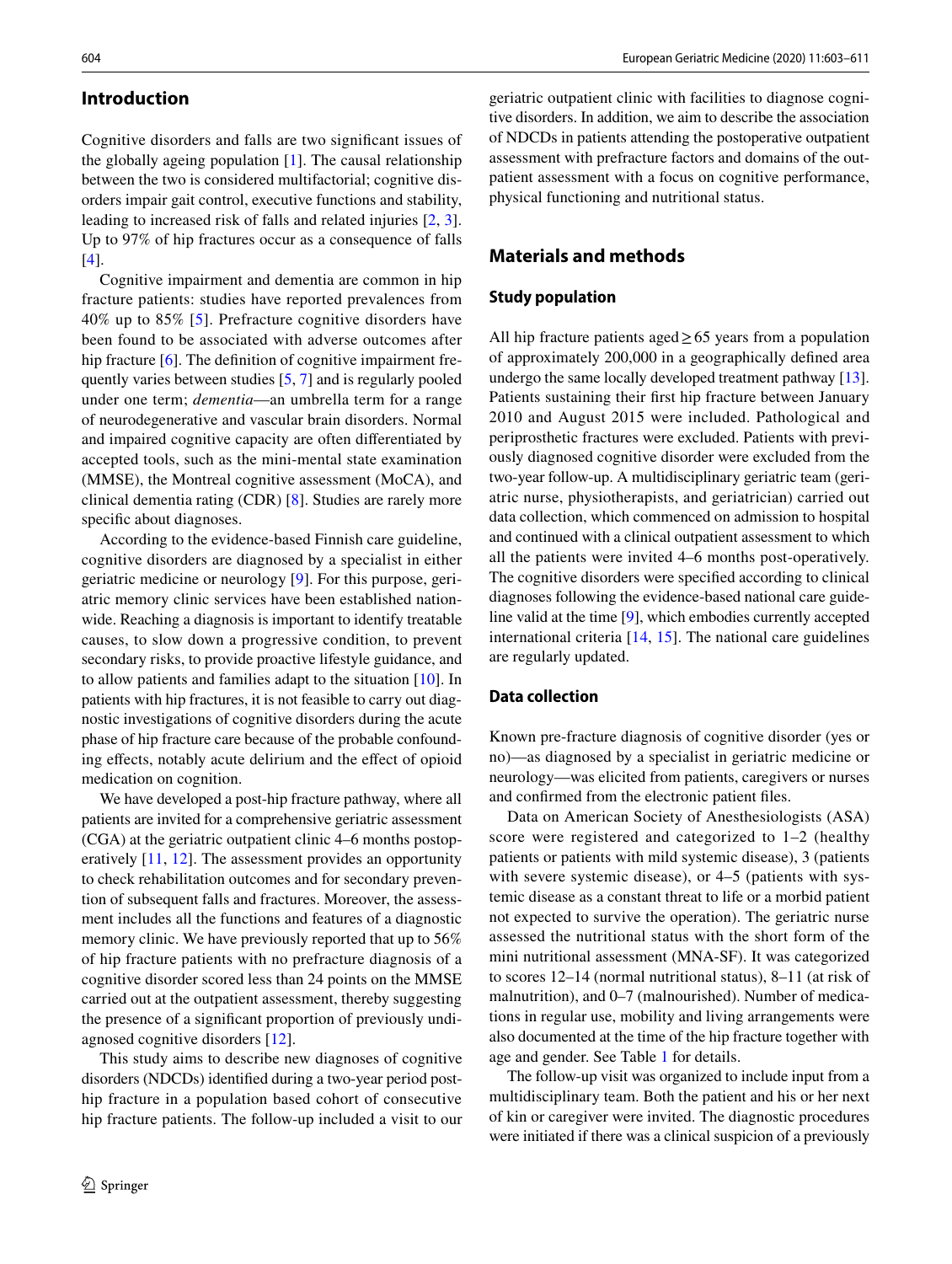## Introduction

Cognitive disorders and falls are two significant issues of the globally ageing population [1]. The causal relationship between the two is considered multifactorial; cognitive disorders impair gait control, executive functions and stability, leading to increased risk of falls and related injuries [2, 3]. Up to 97% of hip fractures occur as a consequence of falls [4].

Cognitive impairment and dementia are common in hip fracture patients: studies have reported prevalences from 40% up to 85% [5]. Prefracture cognitive disorders have been found to be associated with adverse outcomes after hip fracture [6]. The definition of cognitive impairment frequently varies between studies [5, 7] and is regularly pooled under one term; *dementia*—an umbrella term for a range of neurodegenerative and vascular brain disorders. Normal and impaired cognitive capacity are often differentiated by accepted tools, such as the mini-mental state examination (MMSE), the Montreal cognitive assessment (MoCA), and clinical dementia rating (CDR) [8]. Studies are rarely more specific about diagnoses.

According to the evidence-based Finnish care guideline, cognitive disorders are diagnosed by a specialist in either geriatric medicine or neurology [9]. For this purpose, geriatric memory clinic services have been established nationwide. Reaching a diagnosis is important to identify treatable causes, to slow down a progressive condition, to prevent secondary risks, to provide proactive lifestyle guidance, and to allow patients and families adapt to the situation [10]. In patients with hip fractures, it is not feasible to carry out diagnostic investigations of cognitive disorders during the acute phase of hip fracture care because of the probable confounding effects, notably acute delirium and the effect of opioid medication on cognition.

We have developed a post-hip fracture pathway, where all patients are invited for a comprehensive geriatric assessment (CGA) at the geriatric outpatient clinic 4–6 months postoperatively [11, 12]. The assessment provides an opportunity to check rehabilitation outcomes and for secondary prevention of subsequent falls and fractures. Moreover, the assessment includes all the functions and features of a diagnostic memory clinic. We have previously reported that up to 56% of hip fracture patients with no prefracture diagnosis of a cognitive disorder scored less than 24 points on the MMSE carried out at the outpatient assessment, thereby suggesting the presence of a significant proportion of previously undiagnosed cognitive disorders [12].

This study aims to describe new diagnoses of cognitive disorders (NDCDs) identified during a two-year period post-hip fracture in a population based cohort of consecutive hip fracture patients. The follow-up included a visit to our geriatric outpatient clinic with facilities to diagnose cognitive disorders. In addition, we aim to describe the association of NDCDs in patients attending the postoperative outpatient assessment with prefracture factors and domains of the outpatient assessment with a focus on cognitive performance, physical functioning and nutritional status.

## Materials and methods

### Study population

All hip fracture patients aged ≥ 65 years from a population of approximately 200,000 in a geographically defined area undergo the same locally developed treatment pathway [13]. Patients sustaining their first hip fracture between January 2010 and August 2015 were included. Pathological and periprosthetic fractures were excluded. Patients with previously diagnosed cognitive disorder were excluded from the two-year follow-up. A multidisciplinary geriatric team (geriatric nurse, physiotherapists, and geriatrician) carried out data collection, which commenced on admission to hospital and continued with a clinical outpatient assessment to which all the patients were invited 4–6 months post-operatively. The cognitive disorders were specified according to clinical diagnoses following the evidence-based national care guideline valid at the time [9], which embodies currently accepted international criteria [14, 15]. The national care guidelines are regularly updated.

### Data collection

Known pre-fracture diagnosis of cognitive disorder (yes or no)—as diagnosed by a specialist in geriatric medicine or neurology—was elicited from patients, caregivers or nurses and confirmed from the electronic patient files.

Data on American Society of Anesthesiologists (ASA) score were registered and categorized to 1–2 (healthy patients or patients with mild systemic disease), 3 (patients with severe systemic disease), or 4–5 (patients with systemic disease as a constant threat to life or a morbid patient not expected to survive the operation). The geriatric nurse assessed the nutritional status with the short form of the mini nutritional assessment (MNA-SF). It was categorized to scores 12–14 (normal nutritional status), 8–11 (at risk of malnutrition), and 0–7 (malnourished). Number of medications in regular use, mobility and living arrangements were also documented at the time of the hip fracture together with age and gender. See Table 1 for details.

The follow-up visit was organized to include input from a multidisciplinary team. Both the patient and his or her next of kin or caregiver were invited. The diagnostic procedures were initiated if there was a clinical suspicion of a previously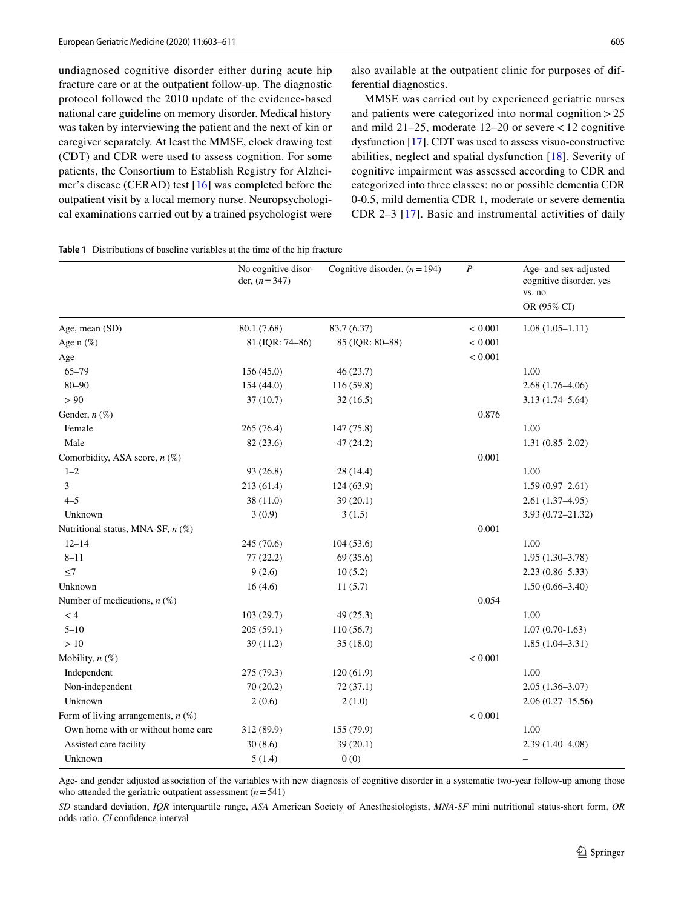undiagnosed cognitive disorder either during acute hip fracture care or at the outpatient follow-up. The diagnostic protocol followed the 2010 update of the evidence-based national care guideline on memory disorder. Medical history was taken by interviewing the patient and the next of kin or caregiver separately. At least the MMSE, clock drawing test (CDT) and CDR were used to assess cognition. For some patients, the Consortium to Establish Registry for Alzheimer's disease (CERAD) test [16] was completed before the outpatient visit by a local memory nurse. Neuropsychological examinations carried out by a trained psychologist were also available at the outpatient clinic for purposes of differential diagnostics.

MMSE was carried out by experienced geriatric nurses and patients were categorized into normal cognition > 25 and mild 21–25, moderate 12–20 or severe < 12 cognitive dysfunction [17]. CDT was used to assess visuo-constructive abilities, neglect and spatial dysfunction [18]. Severity of cognitive impairment was assessed according to CDR and categorized into three classes: no or possible dementia CDR 0-0.5, mild dementia CDR 1, moderate or severe dementia CDR 2–3 [17]. Basic and instrumental activities of daily

**Table 1** Distributions of baseline variables at the time of the hip fracture

| | No cognitive disorder, (*n* = 347) | Cognitive disorder, (*n* = 194) | *P* | Age- and sex-adjusted cognitive disorder, yes vs. no OR (95% CI) |
|---|---|---|---|---|
| Age, mean (SD) | 80.1 (7.68) | 83.7 (6.37) | < 0.001 | 1.08 (1.05–1.11) |
| Age n (%) | 81 (IQR: 74–86) | 85 (IQR: 80–88) | < 0.001 | |
| Age | | | < 0.001 | |
| 65–79 | 156 (45.0) | 46 (23.7) | | 1.00 |
| 80–90 | 154 (44.0) | 116 (59.8) | | 2.68 (1.76–4.06) |
| > 90 | 37 (10.7) | 32 (16.5) | | 3.13 (1.74–5.64) |
| Gender, *n* (%) | | | 0.876 | |
| Female | 265 (76.4) | 147 (75.8) | | 1.00 |
| Male | 82 (23.6) | 47 (24.2) | | 1.31 (0.85–2.02) |
| Comorbidity, ASA score, *n* (%) | | | 0.001 | |
| 1–2 | 93 (26.8) | 28 (14.4) | | 1.00 |
| 3 | 213 (61.4) | 124 (63.9) | | 1.59 (0.97–2.61) |
| 4–5 | 38 (11.0) | 39 (20.1) | | 2.61 (1.37–4.95) |
| Unknown | 3 (0.9) | 3 (1.5) | | 3.93 (0.72–21.32) |
| Nutritional status, MNA-SF, *n* (%) | | | 0.001 | |
| 12–14 | 245 (70.6) | 104 (53.6) | | 1.00 |
| 8–11 | 77 (22.2) | 69 (35.6) | | 1.95 (1.30–3.78) |
| ≤7 | 9 (2.6) | 10 (5.2) | | 2.23 (0.86–5.33) |
| Unknown | 16 (4.6) | 11 (5.7) | | 1.50 (0.66–3.40) |
| Number of medications, *n* (%) | | | 0.054 | |
| < 4 | 103 (29.7) | 49 (25.3) | | 1.00 |
| 5–10 | 205 (59.1) | 110 (56.7) | | 1.07 (0.70-1.63) |
| > 10 | 39 (11.2) | 35 (18.0) | | 1.85 (1.04–3.31) |
| Mobility, *n* (%) | | | < 0.001 | |
| Independent | 275 (79.3) | 120 (61.9) | | 1.00 |
| Non-independent | 70 (20.2) | 72 (37.1) | | 2.05 (1.36–3.07) |
| Unknown | 2 (0.6) | 2 (1.0) | | 2.06 (0.27–15.56) |
| Form of living arrangements, *n* (%) | | | < 0.001 | |
| Own home with or without home care | 312 (89.9) | 155 (79.9) | | 1.00 |
| Assisted care facility | 30 (8.6) | 39 (20.1) | | 2.39 (1.40–4.08) |
| Unknown | 5 (1.4) | 0 (0) | | – |

Age- and gender adjusted association of the variables with new diagnosis of cognitive disorder in a systematic two-year follow-up among those who attended the geriatric outpatient assessment (*n* = 541)

*SD* standard deviation, *IQR* interquartile range, *ASA* American Society of Anesthesiologists, *MNA-SF* mini nutritional status-short form, *OR* odds ratio, *CI* confidence interval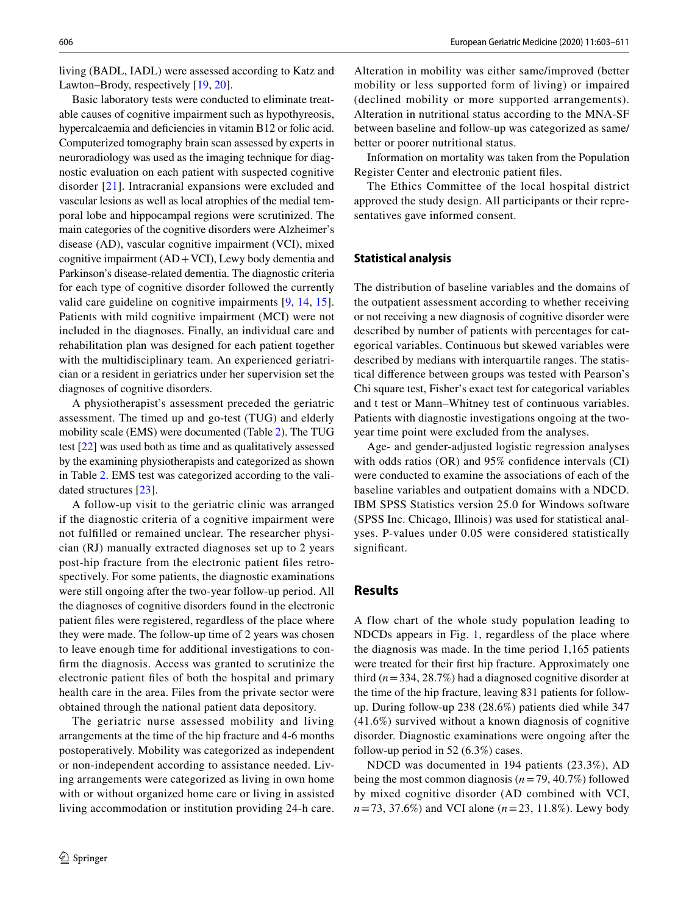living (BADL, IADL) were assessed according to Katz and Lawton–Brody, respectively [19, 20].

Basic laboratory tests were conducted to eliminate treatable causes of cognitive impairment such as hypothyreosis, hypercalcaemia and deficiencies in vitamin B12 or folic acid. Computerized tomography brain scan assessed by experts in neuroradiology was used as the imaging technique for diagnostic evaluation on each patient with suspected cognitive disorder [21]. Intracranial expansions were excluded and vascular lesions as well as local atrophies of the medial temporal lobe and hippocampal regions were scrutinized. The main categories of the cognitive disorders were Alzheimer's disease (AD), vascular cognitive impairment (VCI), mixed cognitive impairment (AD + VCI), Lewy body dementia and Parkinson's disease-related dementia. The diagnostic criteria for each type of cognitive disorder followed the currently valid care guideline on cognitive impairments [9, 14, 15]. Patients with mild cognitive impairment (MCI) were not included in the diagnoses. Finally, an individual care and rehabilitation plan was designed for each patient together with the multidisciplinary team. An experienced geriatrician or a resident in geriatrics under her supervision set the diagnoses of cognitive disorders.

A physiotherapist's assessment preceded the geriatric assessment. The timed up and go-test (TUG) and elderly mobility scale (EMS) were documented (Table 2). The TUG test [22] was used both as time and as qualitatively assessed by the examining physiotherapists and categorized as shown in Table 2. EMS test was categorized according to the validated structures [23].

A follow-up visit to the geriatric clinic was arranged if the diagnostic criteria of a cognitive impairment were not fulfilled or remained unclear. The researcher physician (RJ) manually extracted diagnoses set up to 2 years post-hip fracture from the electronic patient files retrospectively. For some patients, the diagnostic examinations were still ongoing after the two-year follow-up period. All the diagnoses of cognitive disorders found in the electronic patient files were registered, regardless of the place where they were made. The follow-up time of 2 years was chosen to leave enough time for additional investigations to confirm the diagnosis. Access was granted to scrutinize the electronic patient files of both the hospital and primary health care in the area. Files from the private sector were obtained through the national patient data depository.

The geriatric nurse assessed mobility and living arrangements at the time of the hip fracture and 4-6 months postoperatively. Mobility was categorized as independent or non-independent according to assistance needed. Living arrangements were categorized as living in own home with or without organized home care or living in assisted living accommodation or institution providing 24-h care. Alteration in mobility was either same/improved (better mobility or less supported form of living) or impaired (declined mobility or more supported arrangements). Alteration in nutritional status according to the MNA-SF between baseline and follow-up was categorized as same/better or poorer nutritional status.

Information on mortality was taken from the Population Register Center and electronic patient files.

The Ethics Committee of the local hospital district approved the study design. All participants or their representatives gave informed consent.

## Statistical analysis

The distribution of baseline variables and the domains of the outpatient assessment according to whether receiving or not receiving a new diagnosis of cognitive disorder were described by number of patients with percentages for categorical variables. Continuous but skewed variables were described by medians with interquartile ranges. The statistical difference between groups was tested with Pearson's Chi square test, Fisher's exact test for categorical variables and t test or Mann–Whitney test of continuous variables. Patients with diagnostic investigations ongoing at the two-year time point were excluded from the analyses.

Age- and gender-adjusted logistic regression analyses with odds ratios (OR) and 95% confidence intervals (CI) were conducted to examine the associations of each of the baseline variables and outpatient domains with a NDCD. IBM SPSS Statistics version 25.0 for Windows software (SPSS Inc. Chicago, Illinois) was used for statistical analyses. P-values under 0.05 were considered statistically significant.

## Results

A flow chart of the whole study population leading to NDCDs appears in Fig. 1, regardless of the place where the diagnosis was made. In the time period 1,165 patients were treated for their first hip fracture. Approximately one third ($n = 334$, 28.7%) had a diagnosed cognitive disorder at the time of the hip fracture, leaving 831 patients for follow-up. During follow-up 238 (28.6%) patients died while 347 (41.6%) survived without a known diagnosis of cognitive disorder. Diagnostic examinations were ongoing after the follow-up period in 52 (6.3%) cases.

NDCD was documented in 194 patients (23.3%), AD being the most common diagnosis ($n = 79$, 40.7%) followed by mixed cognitive disorder (AD combined with VCI, $n = 73$, 37.6%) and VCI alone ($n = 23$, 11.8%). Lewy body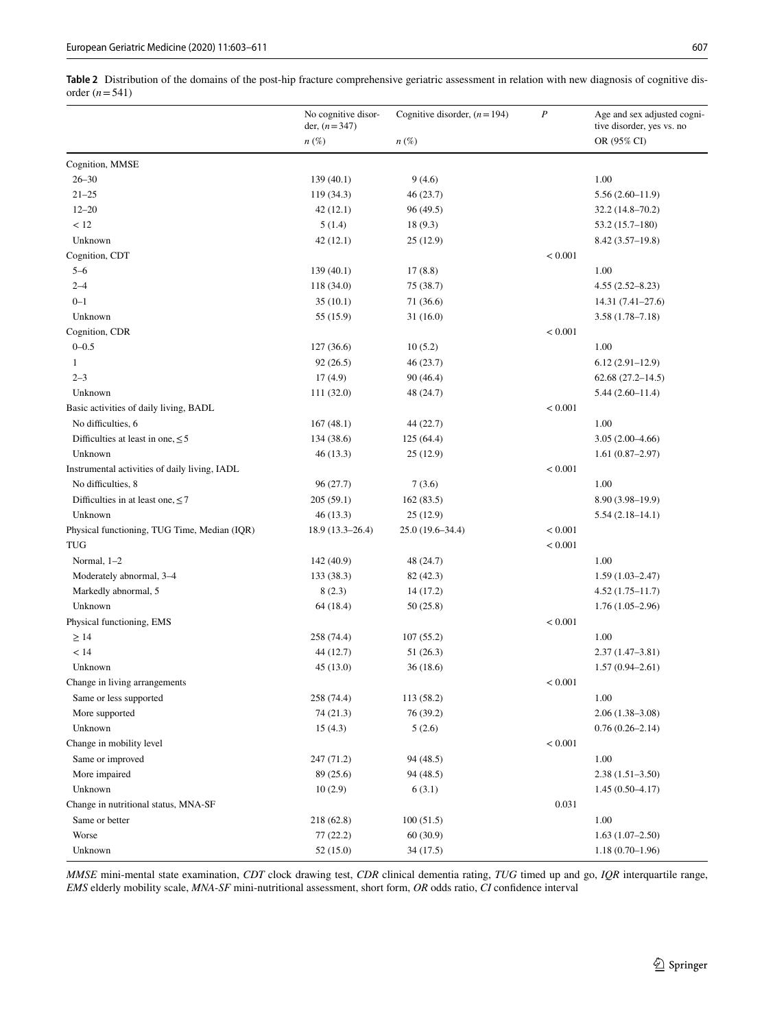**Table 2** Distribution of the domains of the post-hip fracture comprehensive geriatric assessment in relation with new diagnosis of cognitive disorder ($n = 541$)

| | No cognitive disorder, ($n = 347$) | Cognitive disorder, ($n = 194$) | $P$ | Age and sex adjusted cognitive disorder, yes vs. no |
|---|---|---|---|---|
| | $n$ (%) | $n$ (%) | | OR (95% CI) |
| Cognition, MMSE | | | | |
| 26–30 | 139 (40.1) | 9 (4.6) | | 1.00 |
| 21–25 | 119 (34.3) | 46 (23.7) | | 5.56 (2.60–11.9) |
| 12–20 | 42 (12.1) | 96 (49.5) | | 32.2 (14.8–70.2) |
| < 12 | 5 (1.4) | 18 (9.3) | | 53.2 (15.7–180) |
| Unknown | 42 (12.1) | 25 (12.9) | | 8.42 (3.57–19.8) |
| Cognition, CDT | | | < 0.001 | |
| 5–6 | 139 (40.1) | 17 (8.8) | | 1.00 |
| 2–4 | 118 (34.0) | 75 (38.7) | | 4.55 (2.52–8.23) |
| 0–1 | 35 (10.1) | 71 (36.6) | | 14.31 (7.41–27.6) |
| Unknown | 55 (15.9) | 31 (16.0) | | 3.58 (1.78–7.18) |
| Cognition, CDR | | | < 0.001 | |
| 0–0.5 | 127 (36.6) | 10 (5.2) | | 1.00 |
| 1 | 92 (26.5) | 46 (23.7) | | 6.12 (2.91–12.9) |
| 2–3 | 17 (4.9) | 90 (46.4) | | 62.68 (27.2–14.5) |
| Unknown | 111 (32.0) | 48 (24.7) | | 5.44 (2.60–11.4) |
| Basic activities of daily living, BADL | | | < 0.001 | |
| No difficulties, 6 | 167 (48.1) | 44 (22.7) | | 1.00 |
| Difficulties at least in one, ≤ 5 | 134 (38.6) | 125 (64.4) | | 3.05 (2.00–4.66) |
| Unknown | 46 (13.3) | 25 (12.9) | | 1.61 (0.87–2.97) |
| Instrumental activities of daily living, IADL | | | < 0.001 | |
| No difficulties, 8 | 96 (27.7) | 7 (3.6) | | 1.00 |
| Difficulties in at least one, ≤ 7 | 205 (59.1) | 162 (83.5) | | 8.90 (3.98–19.9) |
| Unknown | 46 (13.3) | 25 (12.9) | | 5.54 (2.18–14.1) |
| Physical functioning, TUG Time, Median (IQR) | 18.9 (13.3–26.4) | 25.0 (19.6–34.4) | < 0.001 | |
| TUG | | | < 0.001 | |
| Normal, 1–2 | 142 (40.9) | 48 (24.7) | | 1.00 |
| Moderately abnormal, 3–4 | 133 (38.3) | 82 (42.3) | | 1.59 (1.03–2.47) |
| Markedly abnormal, 5 | 8 (2.3) | 14 (17.2) | | 4.52 (1.75–11.7) |
| Unknown | 64 (18.4) | 50 (25.8) | | 1.76 (1.05–2.96) |
| Physical functioning, EMS | | | < 0.001 | |
| ≥ 14 | 258 (74.4) | 107 (55.2) | | 1.00 |
| < 14 | 44 (12.7) | 51 (26.3) | | 2.37 (1.47–3.81) |
| Unknown | 45 (13.0) | 36 (18.6) | | 1.57 (0.94–2.61) |
| Change in living arrangements | | | < 0.001 | |
| Same or less supported | 258 (74.4) | 113 (58.2) | | 1.00 |
| More supported | 74 (21.3) | 76 (39.2) | | 2.06 (1.38–3.08) |
| Unknown | 15 (4.3) | 5 (2.6) | | 0.76 (0.26–2.14) |
| Change in mobility level | | | < 0.001 | |
| Same or improved | 247 (71.2) | 94 (48.5) | | 1.00 |
| More impaired | 89 (25.6) | 94 (48.5) | | 2.38 (1.51–3.50) |
| Unknown | 10 (2.9) | 6 (3.1) | | 1.45 (0.50–4.17) |
| Change in nutritional status, MNA-SF | | | 0.031 | |
| Same or better | 218 (62.8) | 100 (51.5) | | 1.00 |
| Worse | 77 (22.2) | 60 (30.9) | | 1.63 (1.07–2.50) |
| Unknown | 52 (15.0) | 34 (17.5) | | 1.18 (0.70–1.96) |

*MMSE* mini-mental state examination, *CDT* clock drawing test, *CDR* clinical dementia rating, *TUG* timed up and go, *IQR* interquartile range, *EMS* elderly mobility scale, *MNA-SF* mini-nutritional assessment, short form, *OR* odds ratio, *CI* confidence interval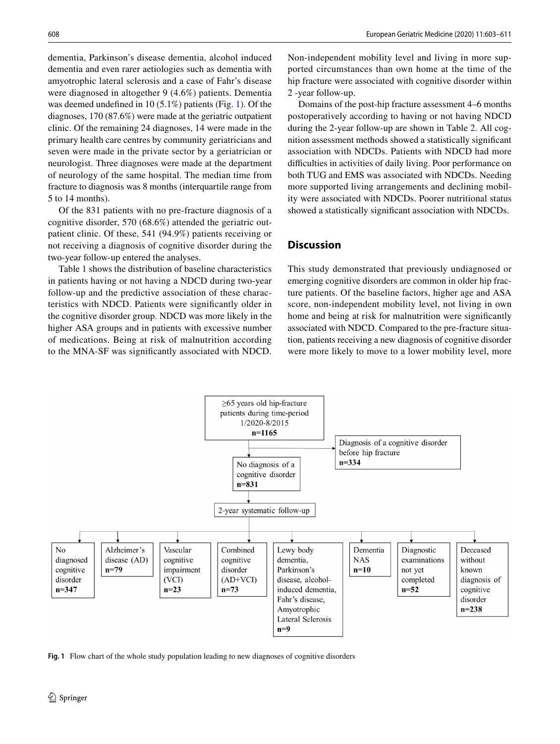dementia, Parkinson's disease dementia, alcohol induced dementia and even rarer aetiologies such as dementia with amyotrophic lateral sclerosis and a case of Fahr's disease were diagnosed in altogether 9 (4.6%) patients. Dementia was deemed undefined in 10 (5.1%) patients (Fig. 1). Of the diagnoses, 170 (87.6%) were made at the geriatric outpatient clinic. Of the remaining 24 diagnoses, 14 were made in the primary health care centres by community geriatricians and seven were made in the private sector by a geriatrician or neurologist. Three diagnoses were made at the department of neurology of the same hospital. The median time from fracture to diagnosis was 8 months (interquartile range from 5 to 14 months).

Of the 831 patients with no pre-fracture diagnosis of a cognitive disorder, 570 (68.6%) attended the geriatric outpatient clinic. Of these, 541 (94.9%) patients receiving or not receiving a diagnosis of cognitive disorder during the two-year follow-up entered the analyses.

Table 1 shows the distribution of baseline characteristics in patients having or not having a NDCD during two-year follow-up and the predictive association of these characteristics with NDCD. Patients were significantly older in the cognitive disorder group. NDCD was more likely in the higher ASA groups and in patients with excessive number of medications. Being at risk of malnutrition according to the MNA-SF was significantly associated with NDCD. Non-independent mobility level and living in more supported circumstances than own home at the time of the hip fracture were associated with cognitive disorder within 2 -year follow-up.

Domains of the post-hip fracture assessment 4–6 months postoperatively according to having or not having NDCD during the 2-year follow-up are shown in Table 2. All cognition assessment methods showed a statistically significant association with NDCDs. Patients with NDCD had more difficulties in activities of daily living. Poor performance on both TUG and EMS was associated with NDCDs. Needing more supported living arrangements and declining mobility were associated with NDCDs. Poorer nutritional status showed a statistically significant association with NDCDs.

## Discussion

This study demonstrated that previously undiagnosed or emerging cognitive disorders are common in older hip fracture patients. Of the baseline factors, higher age and ASA score, non-independent mobility level, not living in own home and being at risk for malnutrition were significantly associated with NDCD. Compared to the pre-fracture situation, patients receiving a new diagnosis of cognitive disorder were more likely to move to a lower mobility level, more

≥65 years old hip-fracture patients during time-period 1/2020-8/2015
**n=1165**

Diagnosis of a cognitive disorder before hip fracture
**n=334**

No diagnosis of a cognitive disorder
**n=831**

2-year systematic follow-up

No diagnosed cognitive disorder
**n=347**

Alzheimer's disease (AD)
**n=79**

Vascular cognitive impairment (VCI)
**n=23**

Combined cognitive disorder (AD+VCI)
**n=73**

Lewy body dementia, Parkinson's disease, alcohol-induced dementia, Fahr's disease, Amyotrophic Lateral Sclerosis
**n=9**

Dementia NAS
**n=10**

Diagnostic examinations not yet completed
**n=52**

Deceased without known diagnosis of cognitive disorder
**n=238**

**Fig. 1** Flow chart of the whole study population leading to new diagnoses of cognitive disorders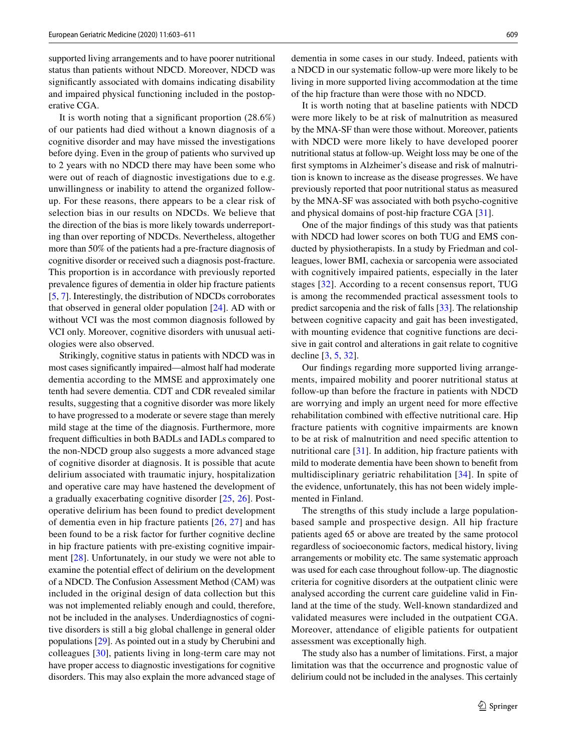supported living arrangements and to have poorer nutritional status than patients without NDCD. Moreover, NDCD was significantly associated with domains indicating disability and impaired physical functioning included in the postoperative CGA.

It is worth noting that a significant proportion (28.6%) of our patients had died without a known diagnosis of a cognitive disorder and may have missed the investigations before dying. Even in the group of patients who survived up to 2 years with no NDCD there may have been some who were out of reach of diagnostic investigations due to e.g. unwillingness or inability to attend the organized follow-up. For these reasons, there appears to be a clear risk of selection bias in our results on NDCDs. We believe that the direction of the bias is more likely towards underreporting than over reporting of NDCDs. Nevertheless, altogether more than 50% of the patients had a pre-fracture diagnosis of cognitive disorder or received such a diagnosis post-fracture. This proportion is in accordance with previously reported prevalence figures of dementia in older hip fracture patients [5, 7]. Interestingly, the distribution of NDCDs corroborates that observed in general older population [24]. AD with or without VCI was the most common diagnosis followed by VCI only. Moreover, cognitive disorders with unusual aetiologies were also observed.

Strikingly, cognitive status in patients with NDCD was in most cases significantly impaired—almost half had moderate dementia according to the MMSE and approximately one tenth had severe dementia. CDT and CDR revealed similar results, suggesting that a cognitive disorder was more likely to have progressed to a moderate or severe stage than merely mild stage at the time of the diagnosis. Furthermore, more frequent difficulties in both BADLs and IADLs compared to the non-NDCD group also suggests a more advanced stage of cognitive disorder at diagnosis. It is possible that acute delirium associated with traumatic injury, hospitalization and operative care may have hastened the development of a gradually exacerbating cognitive disorder [25, 26]. Postoperative delirium has been found to predict development of dementia even in hip fracture patients [26, 27] and has been found to be a risk factor for further cognitive decline in hip fracture patients with pre-existing cognitive impairment [28]. Unfortunately, in our study we were not able to examine the potential effect of delirium on the development of a NDCD. The Confusion Assessment Method (CAM) was included in the original design of data collection but this was not implemented reliably enough and could, therefore, not be included in the analyses. Underdiagnostics of cognitive disorders is still a big global challenge in general older populations [29]. As pointed out in a study by Cherubini and colleagues [30], patients living in long-term care may not have proper access to diagnostic investigations for cognitive disorders. This may also explain the more advanced stage of dementia in some cases in our study. Indeed, patients with a NDCD in our systematic follow-up were more likely to be living in more supported living accommodation at the time of the hip fracture than were those with no NDCD.

It is worth noting that at baseline patients with NDCD were more likely to be at risk of malnutrition as measured by the MNA-SF than were those without. Moreover, patients with NDCD were more likely to have developed poorer nutritional status at follow-up. Weight loss may be one of the first symptoms in Alzheimer's disease and risk of malnutrition is known to increase as the disease progresses. We have previously reported that poor nutritional status as measured by the MNA-SF was associated with both psycho-cognitive and physical domains of post-hip fracture CGA [31].

One of the major findings of this study was that patients with NDCD had lower scores on both TUG and EMS conducted by physiotherapists. In a study by Friedman and colleagues, lower BMI, cachexia or sarcopenia were associated with cognitively impaired patients, especially in the later stages [32]. According to a recent consensus report, TUG is among the recommended practical assessment tools to predict sarcopenia and the risk of falls [33]. The relationship between cognitive capacity and gait has been investigated, with mounting evidence that cognitive functions are decisive in gait control and alterations in gait relate to cognitive decline [3, 5, 32].

Our findings regarding more supported living arrangements, impaired mobility and poorer nutritional status at follow-up than before the fracture in patients with NDCD are worrying and imply an urgent need for more effective rehabilitation combined with effective nutritional care. Hip fracture patients with cognitive impairments are known to be at risk of malnutrition and need specific attention to nutritional care [31]. In addition, hip fracture patients with mild to moderate dementia have been shown to benefit from multidisciplinary geriatric rehabilitation [34]. In spite of the evidence, unfortunately, this has not been widely implemented in Finland.

The strengths of this study include a large population-based sample and prospective design. All hip fracture patients aged 65 or above are treated by the same protocol regardless of socioeconomic factors, medical history, living arrangements or mobility etc. The same systematic approach was used for each case throughout follow-up. The diagnostic criteria for cognitive disorders at the outpatient clinic were analysed according the current care guideline valid in Finland at the time of the study. Well-known standardized and validated measures were included in the outpatient CGA. Moreover, attendance of eligible patients for outpatient assessment was exceptionally high.

The study also has a number of limitations. First, a major limitation was that the occurrence and prognostic value of delirium could not be included in the analyses. This certainly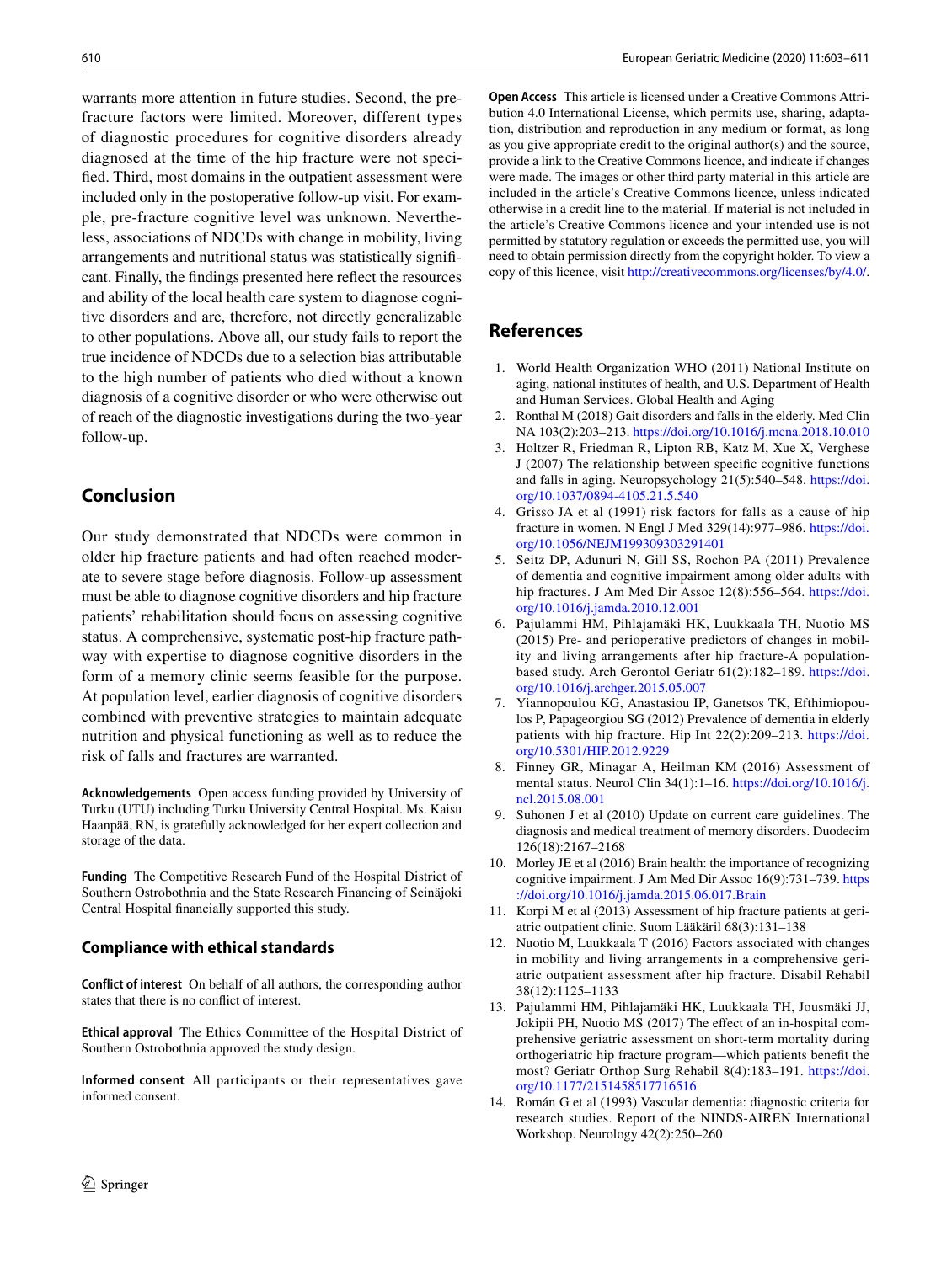warrants more attention in future studies. Second, the pre-fracture factors were limited. Moreover, different types of diagnostic procedures for cognitive disorders already diagnosed at the time of the hip fracture were not specified. Third, most domains in the outpatient assessment were included only in the postoperative follow-up visit. For example, pre-fracture cognitive level was unknown. Nevertheless, associations of NDCDs with change in mobility, living arrangements and nutritional status was statistically significant. Finally, the findings presented here reflect the resources and ability of the local health care system to diagnose cognitive disorders and are, therefore, not directly generalizable to other populations. Above all, our study fails to report the true incidence of NDCDs due to a selection bias attributable to the high number of patients who died without a known diagnosis of a cognitive disorder or who were otherwise out of reach of the diagnostic investigations during the two-year follow-up.

## Conclusion

Our study demonstrated that NDCDs were common in older hip fracture patients and had often reached moderate to severe stage before diagnosis. Follow-up assessment must be able to diagnose cognitive disorders and hip fracture patients' rehabilitation should focus on assessing cognitive status. A comprehensive, systematic post-hip fracture pathway with expertise to diagnose cognitive disorders in the form of a memory clinic seems feasible for the purpose. At population level, earlier diagnosis of cognitive disorders combined with preventive strategies to maintain adequate nutrition and physical functioning as well as to reduce the risk of falls and fractures are warranted.

**Acknowledgements** Open access funding provided by University of Turku (UTU) including Turku University Central Hospital. Ms. Kaisu Haanpää, RN, is gratefully acknowledged for her expert collection and storage of the data.

**Funding** The Competitive Research Fund of the Hospital District of Southern Ostrobothnia and the State Research Financing of Seinäjoki Central Hospital financially supported this study.

### Compliance with ethical standards

**Conflict of interest** On behalf of all authors, the corresponding author states that there is no conflict of interest.

**Ethical approval** The Ethics Committee of the Hospital District of Southern Ostrobothnia approved the study design.

**Informed consent** All participants or their representatives gave informed consent.

**Open Access** This article is licensed under a Creative Commons Attribution 4.0 International License, which permits use, sharing, adaptation, distribution and reproduction in any medium or format, as long as you give appropriate credit to the original author(s) and the source, provide a link to the Creative Commons licence, and indicate if changes were made. The images or other third party material in this article are included in the article's Creative Commons licence, unless indicated otherwise in a credit line to the material. If material is not included in the article's Creative Commons licence and your intended use is not permitted by statutory regulation or exceeds the permitted use, you will need to obtain permission directly from the copyright holder. To view a copy of this licence, visit http://creativecommons.org/licenses/by/4.0/.

## References

1. World Health Organization WHO (2011) National Institute on aging, national institutes of health, and U.S. Department of Health and Human Services. Global Health and Aging
2. Ronthal M (2018) Gait disorders and falls in the elderly. Med Clin NA 103(2):203–213. https://doi.org/10.1016/j.mcna.2018.10.010
3. Holtzer R, Friedman R, Lipton RB, Katz M, Xue X, Verghese J (2007) The relationship between specific cognitive functions and falls in aging. Neuropsychology 21(5):540–548. https://doi.org/10.1037/0894-4105.21.5.540
4. Grisso JA et al (1991) risk factors for falls as a cause of hip fracture in women. N Engl J Med 329(14):977–986. https://doi.org/10.1056/NEJM199309303291401
5. Seitz DP, Adunuri N, Gill SS, Rochon PA (2011) Prevalence of dementia and cognitive impairment among older adults with hip fractures. J Am Med Dir Assoc 12(8):556–564. https://doi.org/10.1016/j.jamda.2010.12.001
6. Pajulammi HM, Pihlajamäki HK, Luukkaala TH, Nuotio MS (2015) Pre- and perioperative predictors of changes in mobility and living arrangements after hip fracture-A population-based study. Arch Gerontol Geriatr 61(2):182–189. https://doi.org/10.1016/j.archger.2015.05.007
7. Yiannopoulou KG, Anastasiou IP, Ganetsos TK, Efthimiopoulos P, Papageorgiou SG (2012) Prevalence of dementia in elderly patients with hip fracture. Hip Int 22(2):209–213. https://doi.org/10.5301/HIP.2012.9229
8. Finney GR, Minagar A, Heilman KM (2016) Assessment of mental status. Neurol Clin 34(1):1–16. https://doi.org/10.1016/j.ncl.2015.08.001
9. Suhonen J et al (2010) Update on current care guidelines. The diagnosis and medical treatment of memory disorders. Duodecim 126(18):2167–2168
10. Morley JE et al (2016) Brain health: the importance of recognizing cognitive impairment. J Am Med Dir Assoc 16(9):731–739. https://doi.org/10.1016/j.jamda.2015.06.017.Brain
11. Korpi M et al (2013) Assessment of hip fracture patients at geriatric outpatient clinic. Suom Lääkäril 68(3):131–138
12. Nuotio M, Luukkaala T (2016) Factors associated with changes in mobility and living arrangements in a comprehensive geriatric outpatient assessment after hip fracture. Disabil Rehabil 38(12):1125–1133
13. Pajulammi HM, Pihlajamäki HK, Luukkaala TH, Jousmäki JJ, Jokipii PH, Nuotio MS (2017) The effect of an in-hospital comprehensive geriatric assessment on short-term mortality during orthogeriatric hip fracture program—which patients benefit the most? Geriatr Orthop Surg Rehabil 8(4):183–191. https://doi.org/10.1177/2151458517716516
14. Román G et al (1993) Vascular dementia: diagnostic criteria for research studies. Report of the NINDS-AIREN International Workshop. Neurology 42(2):250–260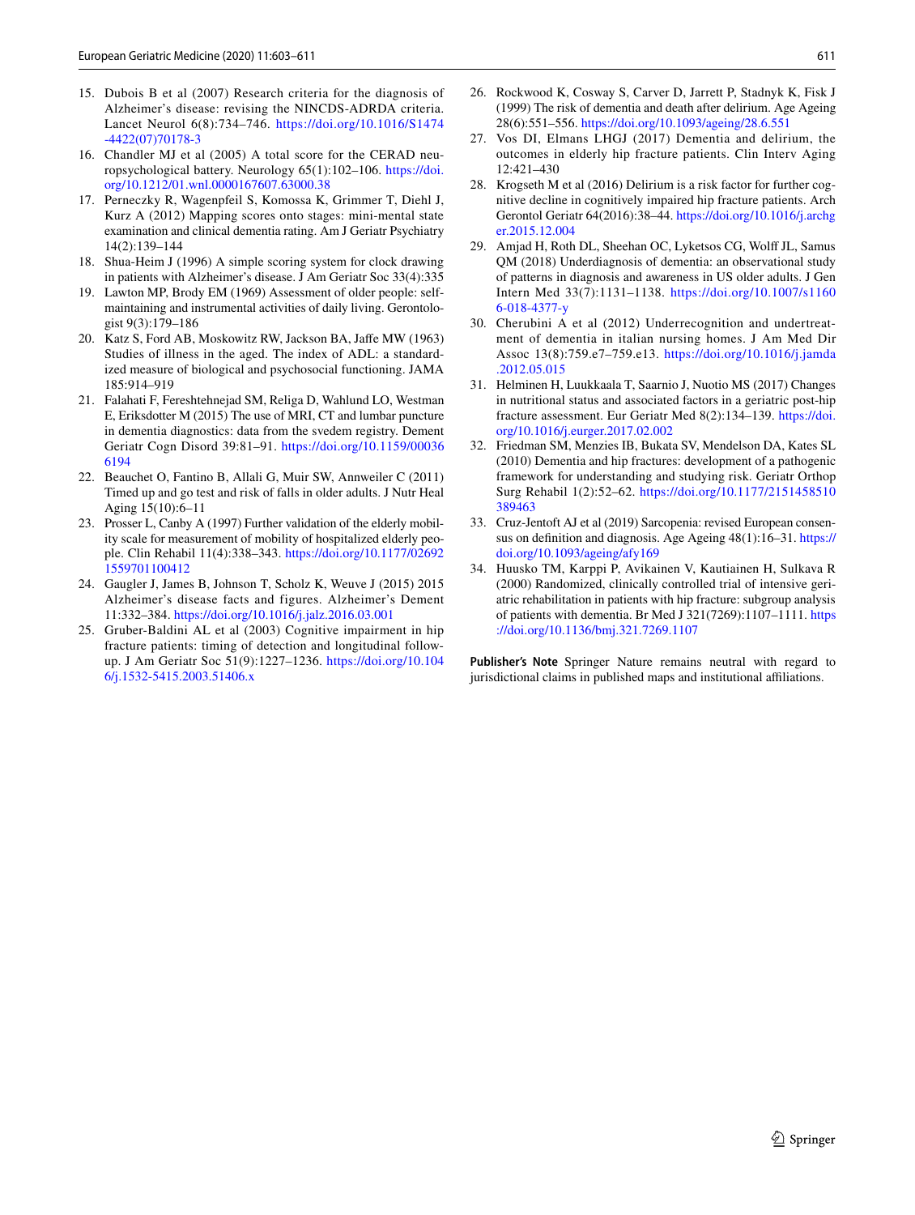15. Dubois B et al (2007) Research criteria for the diagnosis of Alzheimer's disease: revising the NINCDS-ADRDA criteria. Lancet Neurol 6(8):734–746. https://doi.org/10.1016/S1474-4422(07)70178-3
16. Chandler MJ et al (2005) A total score for the CERAD neuropsychological battery. Neurology 65(1):102–106. https://doi.org/10.1212/01.wnl.0000167607.63000.38
17. Perneczky R, Wagenpfeil S, Komossa K, Grimmer T, Diehl J, Kurz A (2012) Mapping scores onto stages: mini-mental state examination and clinical dementia rating. Am J Geriatr Psychiatry 14(2):139–144
18. Shua-Heim J (1996) A simple scoring system for clock drawing in patients with Alzheimer's disease. J Am Geriatr Soc 33(4):335
19. Lawton MP, Brody EM (1969) Assessment of older people: self-maintaining and instrumental activities of daily living. Gerontologist 9(3):179–186
20. Katz S, Ford AB, Moskowitz RW, Jackson BA, Jaffe MW (1963) Studies of illness in the aged. The index of ADL: a standardized measure of biological and psychosocial functioning. JAMA 185:914–919
21. Falahati F, Fereshtehnejad SM, Religa D, Wahlund LO, Westman E, Eriksdotter M (2015) The use of MRI, CT and lumbar puncture in dementia diagnostics: data from the svedem registry. Dement Geriatr Cogn Disord 39:81–91. https://doi.org/10.1159/000366194
22. Beauchet O, Fantino B, Allali G, Muir SW, Annweiler C (2011) Timed up and go test and risk of falls in older adults. J Nutr Heal Aging 15(10):6–11
23. Prosser L, Canby A (1997) Further validation of the elderly mobility scale for measurement of mobility of hospitalized elderly people. Clin Rehabil 11(4):338–343. https://doi.org/10.1177/026921559701100412
24. Gaugler J, James B, Johnson T, Scholz K, Weuve J (2015) 2015 Alzheimer's disease facts and figures. Alzheimer's Dement 11:332–384. https://doi.org/10.1016/j.jalz.2016.03.001
25. Gruber-Baldini AL et al (2003) Cognitive impairment in hip fracture patients: timing of detection and longitudinal follow-up. J Am Geriatr Soc 51(9):1227–1236. https://doi.org/10.1046/j.1532-5415.2003.51406.x
26. Rockwood K, Cosway S, Carver D, Jarrett P, Stadnyk K, Fisk J (1999) The risk of dementia and death after delirium. Age Ageing 28(6):551–556. https://doi.org/10.1093/ageing/28.6.551
27. Vos DI, Elmans LHGJ (2017) Dementia and delirium, the outcomes in elderly hip fracture patients. Clin Interv Aging 12:421–430
28. Krogseth M et al (2016) Delirium is a risk factor for further cognitive decline in cognitively impaired hip fracture patients. Arch Gerontol Geriatr 64(2016):38–44. https://doi.org/10.1016/j.archger.2015.12.004
29. Amjad H, Roth DL, Sheehan OC, Lyketsos CG, Wolff JL, Samus QM (2018) Underdiagnosis of dementia: an observational study of patterns in diagnosis and awareness in US older adults. J Gen Intern Med 33(7):1131–1138. https://doi.org/10.1007/s11606-018-4377-y
30. Cherubini A et al (2012) Underrecognition and undertreatment of dementia in italian nursing homes. J Am Med Dir Assoc 13(8):759.e7–759.e13. https://doi.org/10.1016/j.jamda.2012.05.015
31. Helminen H, Luukkaala T, Saarnio J, Nuotio MS (2017) Changes in nutritional status and associated factors in a geriatric post-hip fracture assessment. Eur Geriatr Med 8(2):134–139. https://doi.org/10.1016/j.eurger.2017.02.002
32. Friedman SM, Menzies IB, Bukata SV, Mendelson DA, Kates SL (2010) Dementia and hip fractures: development of a pathogenic framework for understanding and studying risk. Geriatr Orthop Surg Rehabil 1(2):52–62. https://doi.org/10.1177/2151458510389463
33. Cruz-Jentoft AJ et al (2019) Sarcopenia: revised European consensus on definition and diagnosis. Age Ageing 48(1):16–31. https://doi.org/10.1093/ageing/afy169
34. Huusko TM, Karppi P, Avikainen V, Kautiainen H, Sulkava R (2000) Randomized, clinically controlled trial of intensive geriatric rehabilitation in patients with hip fracture: subgroup analysis of patients with dementia. Br Med J 321(7269):1107–1111. https://doi.org/10.1136/bmj.321.7269.1107

**Publisher's Note** Springer Nature remains neutral with regard to jurisdictional claims in published maps and institutional affiliations.